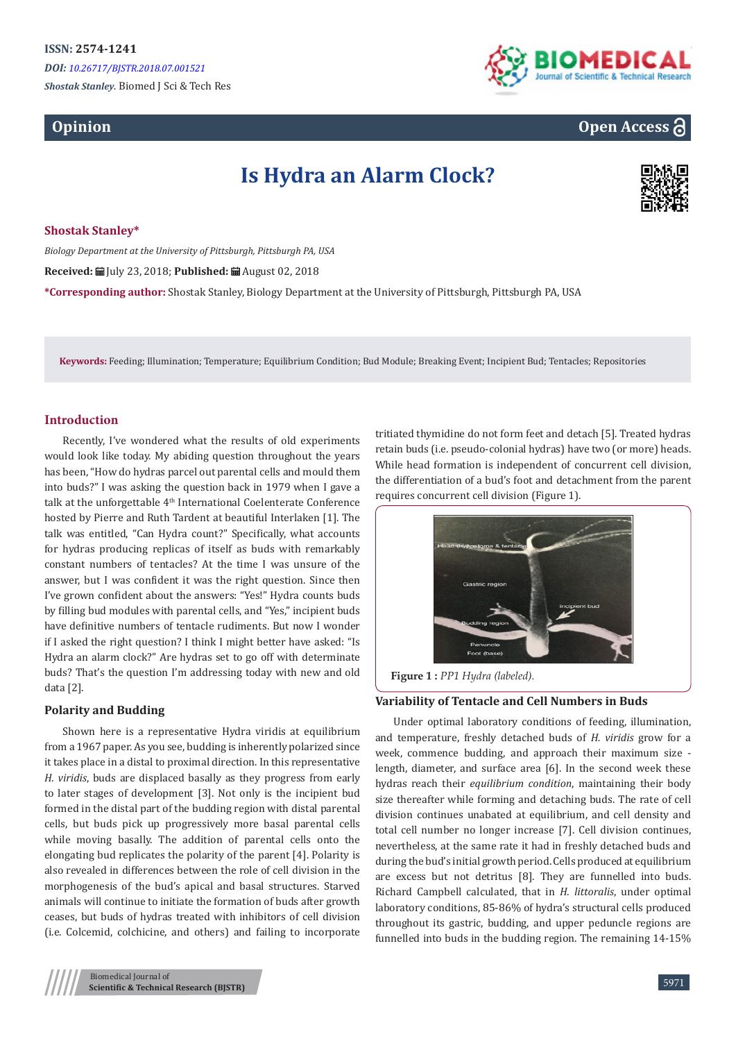# Is Hydra an Alarm Clock?

**Shostak Stanley***

*Biology Department at the University of Pittsburgh, Pittsburgh PA, USA*

**Received:** July 23, 2018; **Published:** August 02, 2018

***Corresponding author:** Shostak Stanley, Biology Department at the University of Pittsburgh, Pittsburgh PA, USA

**Keywords:** Feeding; Illumination; Temperature; Equilibrium Condition; Bud Module; Breaking Event; Incipient Bud; Tentacles; Repositories

## Introduction

Recently, I've wondered what the results of old experiments would look like today. My abiding question throughout the years has been, "How do hydras parcel out parental cells and mould them into buds?" I was asking the question back in 1979 when I gave a talk at the unforgettable 4th International Coelenterate Conference hosted by Pierre and Ruth Tardent at beautiful Interlaken [1]. The talk was entitled, "Can Hydra count?" Specifically, what accounts for hydras producing replicas of itself as buds with remarkably constant numbers of tentacles? At the time I was unsure of the answer, but I was confident it was the right question. Since then I've grown confident about the answers: "Yes!" Hydra counts buds by filling bud modules with parental cells, and "Yes," incipient buds have definitive numbers of tentacle rudiments. But now I wonder if I asked the right question? I think I might better have asked: "Is Hydra an alarm clock?" Are hydras set to go off with determinate buds? That's the question I'm addressing today with new and old data [2].

### Polarity and Budding

Shown here is a representative Hydra viridis at equilibrium from a 1967 paper. As you see, budding is inherently polarized since it takes place in a distal to proximal direction. In this representative *H. viridis*, buds are displaced basally as they progress from early to later stages of development [3]. Not only is the incipient bud formed in the distal part of the budding region with distal parental cells, but buds pick up progressively more basal parental cells while moving basally. The addition of parental cells onto the elongating bud replicates the polarity of the parent [4]. Polarity is also revealed in differences between the role of cell division in the morphogenesis of the bud's apical and basal structures. Starved animals will continue to initiate the formation of buds after growth ceases, but buds of hydras treated with inhibitors of cell division (i.e. Colcemid, colchicine, and others) and failing to incorporate tritiated thymidine do not form feet and detach [5]. Treated hydras retain buds (i.e. pseudo-colonial hydras) have two (or more) heads. While head formation is independent of concurrent cell division, the differentiation of a bud's foot and detachment from the parent requires concurrent cell division (Figure 1).

**Figure 1 :** *PP1 Hydra (labeled).*

### Variability of Tentacle and Cell Numbers in Buds

Under optimal laboratory conditions of feeding, illumination, and temperature, freshly detached buds of *H. viridis* grow for a week, commence budding, and approach their maximum size - length, diameter, and surface area [6]. In the second week these hydras reach their *equilibrium condition*, maintaining their body size thereafter while forming and detaching buds. The rate of cell division continues unabated at equilibrium, and cell density and total cell number no longer increase [7]. Cell division continues, nevertheless, at the same rate it had in freshly detached buds and during the bud's initial growth period. Cells produced at equilibrium are excess but not detritus [8]. They are funnelled into buds. Richard Campbell calculated, that in *H. littoralis*, under optimal laboratory conditions, 85-86% of hydra's structural cells produced throughout its gastric, budding, and upper peduncle regions are funnelled into buds in the budding region. The remaining 14-15%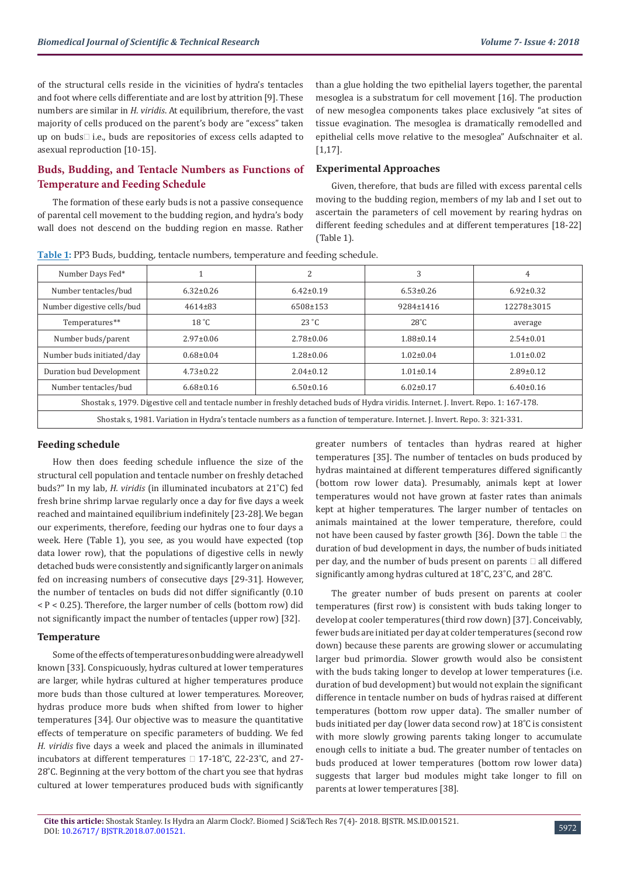of the structural cells reside in the vicinities of hydra's tentacles and foot where cells differentiate and are lost by attrition [9]. These numbers are similar in *H. viridis*. At equilibrium, therefore, the vast majority of cells produced on the parent's body are "excess" taken up on buds i.e., buds are repositories of excess cells adapted to asexual reproduction [10-15].

## Buds, Budding, and Tentacle Numbers as Functions of Temperature and Feeding Schedule

The formation of these early buds is not a passive consequence of parental cell movement to the budding region, and hydra's body wall does not descend on the budding region en masse. Rather than a glue holding the two epithelial layers together, the parental mesoglea is a substratum for cell movement [16]. The production of new mesoglea components takes place exclusively "at sites of tissue evagination. The mesoglea is dramatically remodelled and epithelial cells move relative to the mesoglea" Aufschnaiter et al. [1,17].

### Experimental Approaches

Given, therefore, that buds are filled with excess parental cells moving to the budding region, members of my lab and I set out to ascertain the parameters of cell movement by rearing hydras on different feeding schedules and at different temperatures [18-22] (Table 1).

**Table 1:** PP3 Buds, budding, tentacle numbers, temperature and feeding schedule.

| Number Days Fed* | 1 | 2 | 3 | 4 |
|---|---|---|---|---|
| Number tentacles/bud | 6.32±0.26 | 6.42±0.19 | 6.53±0.26 | 6.92±0.32 |
| Number digestive cells/bud | 4614±83 | 6508±153 | 9284±1416 | 12278±3015 |
| Temperatures** | 18 °C | 23 °C | 28°C | average |
| Number buds/parent | 2.97±0.06 | 2.78±0.06 | 1.88±0.14 | 2.54±0.01 |
| Number buds initiated/day | 0.68±0.04 | 1.28±0.06 | 1.02±0.04 | 1.01±0.02 |
| Duration bud Development | 4.73±0.22 | 2.04±0.12 | 1.01±0.14 | 2.89±0.12 |
| Number tentacles/bud | 6.68±0.16 | 6.50±0.16 | 6.02±0.17 | 6.40±0.16 |
| Shostak s, 1979. Digestive cell and tentacle number in freshly detached buds of Hydra viridis. Internet. J. Invert. Repo. 1: 167-178. | | | | |
| Shostak s, 1981. Variation in Hydra's tentacle numbers as a function of temperature. Internet. J. Invert. Repo. 3: 321-331. | | | | |

### Feeding schedule

How then does feeding schedule influence the size of the structural cell population and tentacle number on freshly detached buds?" In my lab, *H. viridis* (in illuminated incubators at 21°C) fed fresh brine shrimp larvae regularly once a day for five days a week reached and maintained equilibrium indefinitely [23-28]. We began our experiments, therefore, feeding our hydras one to four days a week. Here (Table 1), you see, as you would have expected (top data lower row), that the populations of digestive cells in newly detached buds were consistently and significantly larger on animals fed on increasing numbers of consecutive days [29-31]. However, the number of tentacles on buds did not differ significantly (0.10 < P < 0.25). Therefore, the larger number of cells (bottom row) did not significantly impact the number of tentacles (upper row) [32].

### Temperature

Some of the effects of temperatures on budding were already well known [33]. Conspicuously, hydras cultured at lower temperatures are larger, while hydras cultured at higher temperatures produce more buds than those cultured at lower temperatures. Moreover, hydras produce more buds when shifted from lower to higher temperatures [34]. Our objective was to measure the quantitative effects of temperature on specific parameters of budding. We fed *H. viridis* five days a week and placed the animals in illuminated incubators at different temperatures 17-18°C, 22-23°C, and 27-28°C. Beginning at the very bottom of the chart you see that hydras cultured at lower temperatures produced buds with significantly greater numbers of tentacles than hydras reared at higher temperatures [35]. The number of tentacles on buds produced by hydras maintained at different temperatures differed significantly (bottom row lower data). Presumably, animals kept at lower temperatures would not have grown at faster rates than animals kept at higher temperatures. The larger number of tentacles on animals maintained at the lower temperature, therefore, could not have been caused by faster growth [36]. Down the table the duration of bud development in days, the number of buds initiated per day, and the number of buds present on parents all differed significantly among hydras cultured at 18°C, 23°C, and 28°C.

The greater number of buds present on parents at cooler temperatures (first row) is consistent with buds taking longer to develop at cooler temperatures (third row down) [37]. Conceivably, fewer buds are initiated per day at colder temperatures (second row down) because these parents are growing slower or accumulating larger bud primordia. Slower growth would also be consistent with the buds taking longer to develop at lower temperatures (i.e. duration of bud development) but would not explain the significant difference in tentacle number on buds of hydras raised at different temperatures (bottom row upper data). The smaller number of buds initiated per day (lower data second row) at 18°C is consistent with more slowly growing parents taking longer to accumulate enough cells to initiate a bud. The greater number of tentacles on buds produced at lower temperatures (bottom row lower data) suggests that larger bud modules might take longer to fill on parents at lower temperatures [38].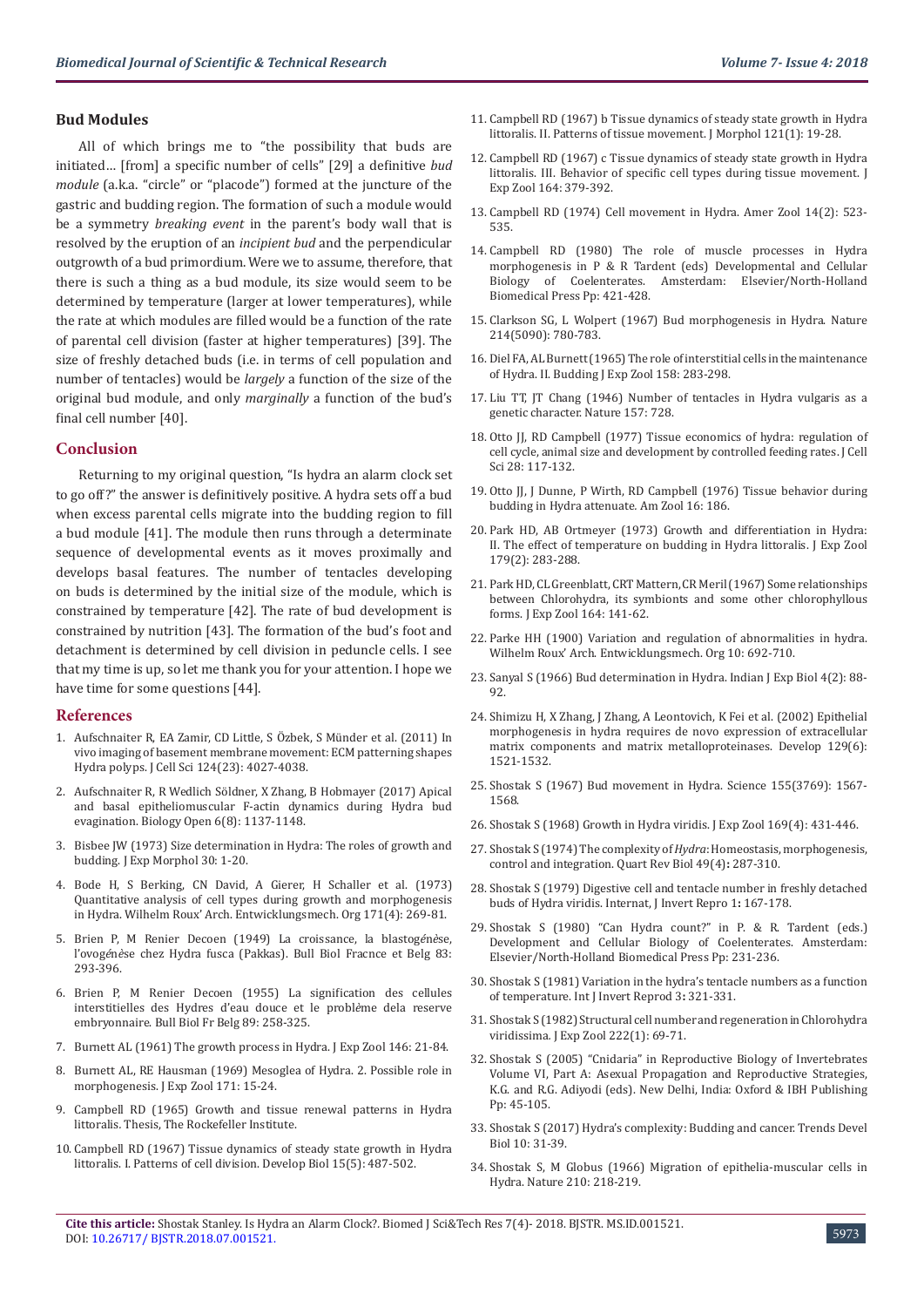## Bud Modules

All of which brings me to "the possibility that buds are initiated… [from] a specific number of cells" [29] a definitive *bud module* (a.k.a. "circle" or "placode") formed at the juncture of the gastric and budding region. The formation of such a module would be a symmetry *breaking event* in the parent's body wall that is resolved by the eruption of an *incipient bud* and the perpendicular outgrowth of a bud primordium. Were we to assume, therefore, that there is such a thing as a bud module, its size would seem to be determined by temperature (larger at lower temperatures), while the rate at which modules are filled would be a function of the rate of parental cell division (faster at higher temperatures) [39]. The size of freshly detached buds (i.e. in terms of cell population and number of tentacles) would be *largely* a function of the size of the original bud module, and only *marginally* a function of the bud's final cell number [40].

## Conclusion

Returning to my original question, "Is hydra an alarm clock set to go off?" the answer is definitively positive. A hydra sets off a bud when excess parental cells migrate into the budding region to fill a bud module [41]. The module then runs through a determinate sequence of developmental events as it moves proximally and develops basal features. The number of tentacles developing on buds is determined by the initial size of the module, which is constrained by temperature [42]. The rate of bud development is constrained by nutrition [43]. The formation of the bud's foot and detachment is determined by cell division in peduncle cells. I see that my time is up, so let me thank you for your attention. I hope we have time for some questions [44].

## References

1. Aufschnaiter R, EA Zamir, CD Little, S Özbek, S Münder et al. (2011) In vivo imaging of basement membrane movement: ECM patterning shapes Hydra polyps. J Cell Sci 124(23): 4027-4038.
2. Aufschnaiter R, R Wedlich Söldner, X Zhang, B Hobmayer (2017) Apical and basal epitheliomuscular F-actin dynamics during Hydra bud evagination. Biology Open 6(8): 1137-1148.
3. Bisbee JW (1973) Size determination in Hydra: The roles of growth and budding. J Exp Morphol 30: 1-20.
4. Bode H, S Berking, CN David, A Gierer, H Schaller et al. (1973) Quantitative analysis of cell types during growth and morphogenesis in Hydra. Wilhelm Roux' Arch. Entwicklungsmech. Org 171(4): 269-81.
5. Brien P, M Renier Decoen (1949) La croissance, la blastogénèse, l'ovogénèse chez Hydra fusca (Pakkas). Bull Biol Fracnce et Belg 83: 293-396.
6. Brien P, M Renier Decoen (1955) La signification des cellules interstitielles des Hydres d'eau douce et le problème dela reserve embryonnaire. Bull Biol Fr Belg 89: 258-325.
7. Burnett AL (1961) The growth process in Hydra. J Exp Zool 146: 21-84.
8. Burnett AL, RE Hausman (1969) Mesoglea of Hydra. 2. Possible role in morphogenesis. J Exp Zool 171: 15-24.
9. Campbell RD (1965) Growth and tissue renewal patterns in Hydra littoralis. Thesis, The Rockefeller Institute.
10. Campbell RD (1967) Tissue dynamics of steady state growth in Hydra littoralis. I. Patterns of cell division. Develop Biol 15(5): 487-502.
11. Campbell RD (1967) b Tissue dynamics of steady state growth in Hydra littoralis. II. Patterns of tissue movement. J Morphol 121(1): 19-28.
12. Campbell RD (1967) c Tissue dynamics of steady state growth in Hydra littoralis. III. Behavior of specific cell types during tissue movement. J Exp Zool 164: 379-392.
13. Campbell RD (1974) Cell movement in Hydra. Amer Zool 14(2): 523-535.
14. Campbell RD (1980) The role of muscle processes in Hydra morphogenesis in P & R Tardent (eds) Developmental and Cellular Biology of Coelenterates. Amsterdam: Elsevier/North-Holland Biomedical Press Pp: 421-428.
15. Clarkson SG, L Wolpert (1967) Bud morphogenesis in Hydra. Nature 214(5090): 780-783.
16. Diel FA, AL Burnett (1965) The role of interstitial cells in the maintenance of Hydra. II. Budding J Exp Zool 158: 283-298.
17. Liu TT, JT Chang (1946) Number of tentacles in Hydra vulgaris as a genetic character. Nature 157: 728.
18. Otto JJ, RD Campbell (1977) Tissue economics of hydra: regulation of cell cycle, animal size and development by controlled feeding rates. J Cell Sci 28: 117-132.
19. Otto JJ, J Dunne, P Wirth, RD Campbell (1976) Tissue behavior during budding in Hydra attenuate. Am Zool 16: 186.
20. Park HD, AB Ortmeyer (1973) Growth and differentiation in Hydra: II. The effect of temperature on budding in Hydra littoralis. J Exp Zool 179(2): 283-288.
21. Park HD, CL Greenblatt, CRT Mattern, CR Meril (1967) Some relationships between Chlorohydra, its symbionts and some other chlorophyllous forms. J Exp Zool 164: 141-62.
22. Parke HH (1900) Variation and regulation of abnormalities in hydra. Wilhelm Roux' Arch. Entwicklungsmech. Org 10: 692-710.
23. Sanyal S (1966) Bud determination in Hydra. Indian J Exp Biol 4(2): 88-92.
24. Shimizu H, X Zhang, J Zhang, A Leontovich, K Fei et al. (2002) Epithelial morphogenesis in hydra requires de novo expression of extracellular matrix components and matrix metalloproteinases. Develop 129(6): 1521-1532.
25. Shostak S (1967) Bud movement in Hydra. Science 155(3769): 1567-1568.
26. Shostak S (1968) Growth in Hydra viridis. J Exp Zool 169(4): 431-446.
27. Shostak S (1974) The complexity of *Hydra*: Homeostasis, morphogenesis, control and integration. Quart Rev Biol 49(4): 287-310.
28. Shostak S (1979) Digestive cell and tentacle number in freshly detached buds of Hydra viridis. Internat, J Invert Repro 1: 167-178.
29. Shostak S (1980) "Can Hydra count?" in P. & R. Tardent (eds.) Development and Cellular Biology of Coelenterates. Amsterdam: Elsevier/North-Holland Biomedical Press Pp: 231-236.
30. Shostak S (1981) Variation in the hydra's tentacle numbers as a function of temperature. Int J Invert Reprod 3: 321-331.
31. Shostak S (1982) Structural cell number and regeneration in Chlorohydra viridissima. J Exp Zool 222(1): 69-71.
32. Shostak S (2005) "Cnidaria" in Reproductive Biology of Invertebrates Volume VI, Part A: Asexual Propagation and Reproductive Strategies, K.G. and R.G. Adiyodi (eds). New Delhi, India: Oxford & IBH Publishing Pp: 45-105.
33. Shostak S (2017) Hydra's complexity: Budding and cancer. Trends Devel Biol 10: 31-39.
34. Shostak S, M Globus (1966) Migration of epithelia-muscular cells in Hydra. Nature 210: 218-219.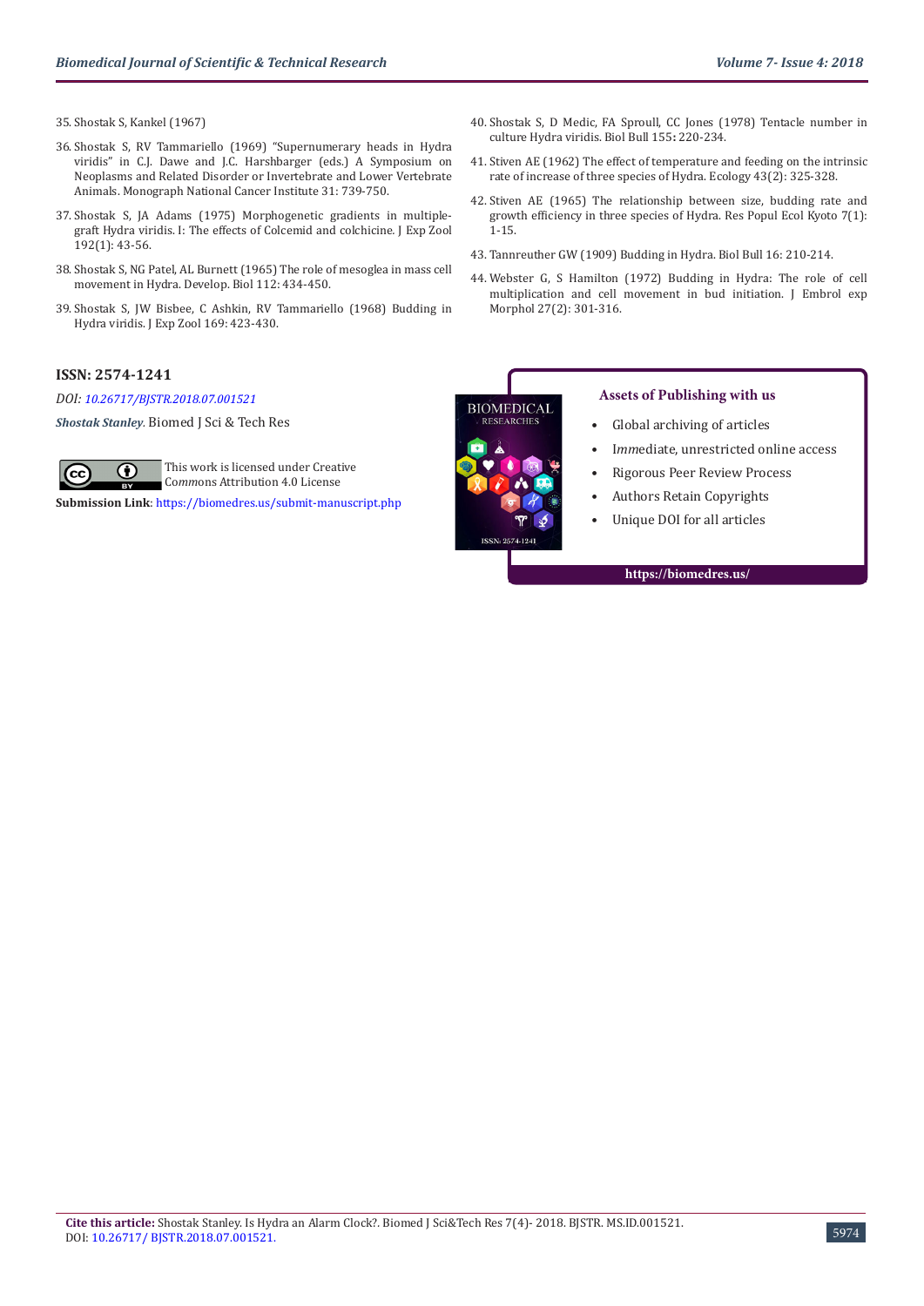35. Shostak S, Kankel (1967)

36. Shostak S, RV Tammariello (1969) "Supernumerary heads in Hydra viridis" in C.J. Dawe and J.C. Harshbarger (eds.) A Symposium on Neoplasms and Related Disorder or Invertebrate and Lower Vertebrate Animals. Monograph National Cancer Institute 31: 739-750.

37. Shostak S, JA Adams (1975) Morphogenetic gradients in multiple-graft Hydra viridis. I: The effects of Colcemid and colchicine. J Exp Zool 192(1): 43-56.

38. Shostak S, NG Patel, AL Burnett (1965) The role of mesoglea in mass cell movement in Hydra. Develop. Biol 112: 434-450.

39. Shostak S, JW Bisbee, C Ashkin, RV Tammariello (1968) Budding in Hydra viridis. J Exp Zool 169: 423-430.

40. Shostak S, D Medic, FA Sproull, CC Jones (1978) Tentacle number in culture Hydra viridis. Biol Bull 155: 220-234.

41. Stiven AE (1962) The effect of temperature and feeding on the intrinsic rate of increase of three species of Hydra. Ecology 43(2): 325-328.

42. Stiven AE (1965) The relationship between size, budding rate and growth efficiency in three species of Hydra. Res Popul Ecol Kyoto 7(1): 1-15.

43. Tannreuther GW (1909) Budding in Hydra. Biol Bull 16: 210-214.

44. Webster G, S Hamilton (1972) Budding in Hydra: The role of cell multiplication and cell movement in bud initiation. J Embrol exp Morphol 27(2): 301-316.

**ISSN: 2574-1241**

*DOI: 10.26717/BJSTR.2018.07.001521*

***Shostak Stanley.*** Biomed J Sci & Tech Res

This work is licensed under Creative Commons Attribution 4.0 License

**Submission Link**: https://biomedres.us/submit-manuscript.php

### Assets of Publishing with us

- Global archiving of articles
- Immediate, unrestricted online access
- Rigorous Peer Review Process
- Authors Retain Copyrights
- Unique DOI for all articles

**https://biomedres.us/**

**Cite this article:** Shostak Stanley. Is Hydra an Alarm Clock?. Biomed J Sci&Tech Res 7(4)- 2018. BJSTR. MS.ID.001521. DOI: 10.26717/ BJSTR.2018.07.001521.